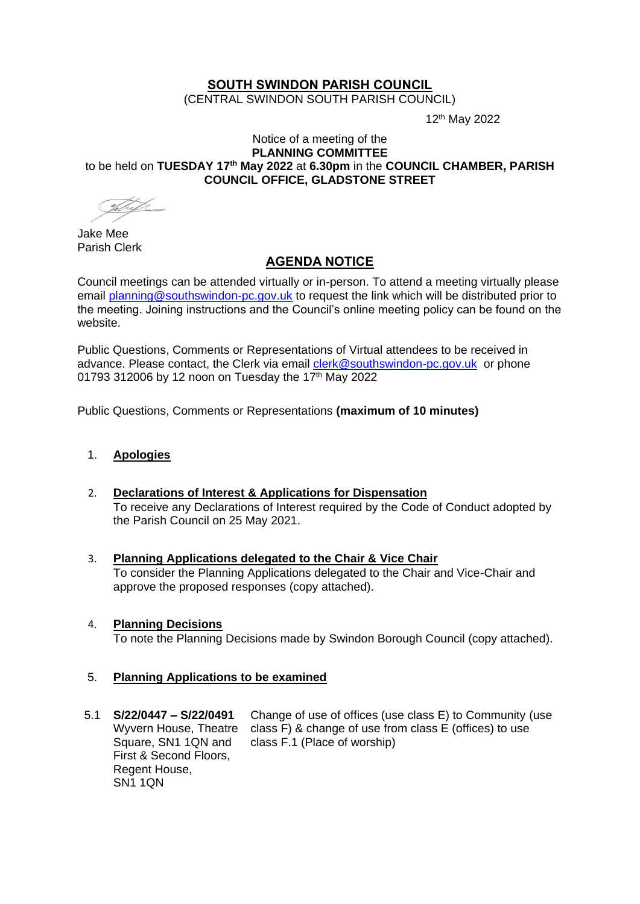# SOUTH SWINDON PARISH COUNCIL

(CENTRAL SWINDON SOUTH PARISH COUNCIL)

12th May 2022

Notice of a meeting of the
**PLANNING COMMITTEE**
to be held on **TUESDAY 17th May 2022** at **6.30pm** in the **COUNCIL CHAMBER, PARISH COUNCIL OFFICE, GLADSTONE STREET**

Jake Mee
Parish Clerk

## AGENDA NOTICE

Council meetings can be attended virtually or in-person. To attend a meeting virtually please email planning@southswindon-pc.gov.uk to request the link which will be distributed prior to the meeting. Joining instructions and the Council's online meeting policy can be found on the website.

Public Questions, Comments or Representations of Virtual attendees to be received in advance. Please contact, the Clerk via email clerk@southswindon-pc.gov.uk or phone 01793 312006 by 12 noon on Tuesday the 17th May 2022

Public Questions, Comments or Representations **(maximum of 10 minutes)**

1. **Apologies**

2. **Declarations of Interest & Applications for Dispensation**
   To receive any Declarations of Interest required by the Code of Conduct adopted by the Parish Council on 25 May 2021.

3. **Planning Applications delegated to the Chair & Vice Chair**
   To consider the Planning Applications delegated to the Chair and Vice-Chair and approve the proposed responses (copy attached).

4. **Planning Decisions**
   To note the Planning Decisions made by Swindon Borough Council (copy attached).

5. **Planning Applications to be examined**

| | | |
|---|---|---|
| 5.1 | **S/22/0447 – S/22/0491** Wyvern House, Theatre Square, SN1 1QN and First & Second Floors, Regent House, SN1 1QN | Change of use of offices (use class E) to Community (use class F) & change of use from class E (offices) to use class F.1 (Place of worship) |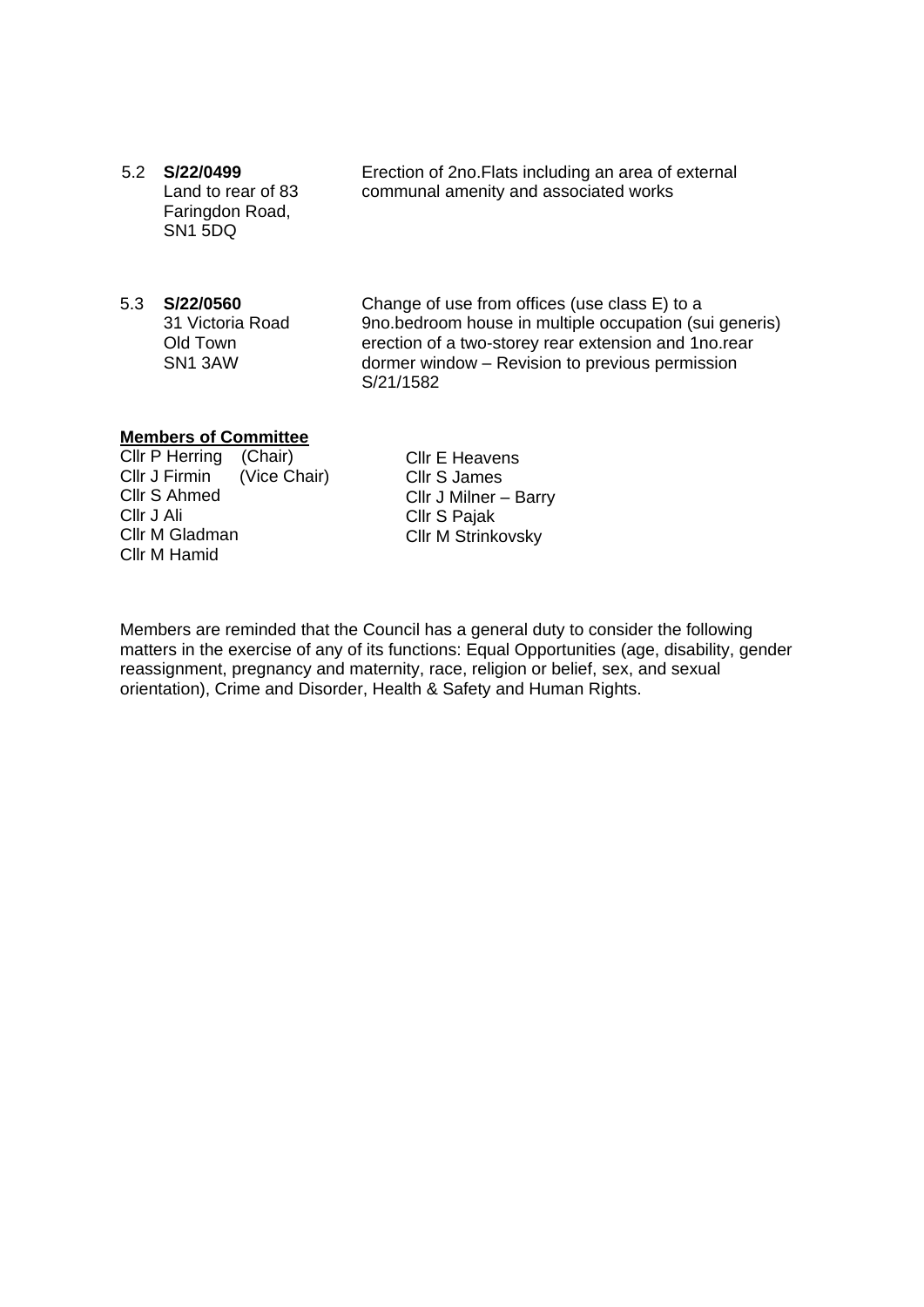5.2 **S/22/0499**
Land to rear of 83 Faringdon Road, SN1 5DQ

Erection of 2no.Flats including an area of external communal amenity and associated works

5.3 **S/22/0560**
31 Victoria Road
Old Town
SN1 3AW

Change of use from offices (use class E) to a 9no.bedroom house in multiple occupation (sui generis) erection of a two-storey rear extension and 1no.rear dormer window – Revision to previous permission S/21/1582

**Members of Committee**

Cllr P Herring (Chair)
Cllr J Firmin (Vice Chair)
Cllr S Ahmed
Cllr J Ali
Cllr M Gladman
Cllr M Hamid
Cllr E Heavens
Cllr S James
Cllr J Milner – Barry
Cllr S Pajak
Cllr M Strinkovsky

Members are reminded that the Council has a general duty to consider the following matters in the exercise of any of its functions: Equal Opportunities (age, disability, gender reassignment, pregnancy and maternity, race, religion or belief, sex, and sexual orientation), Crime and Disorder, Health & Safety and Human Rights.